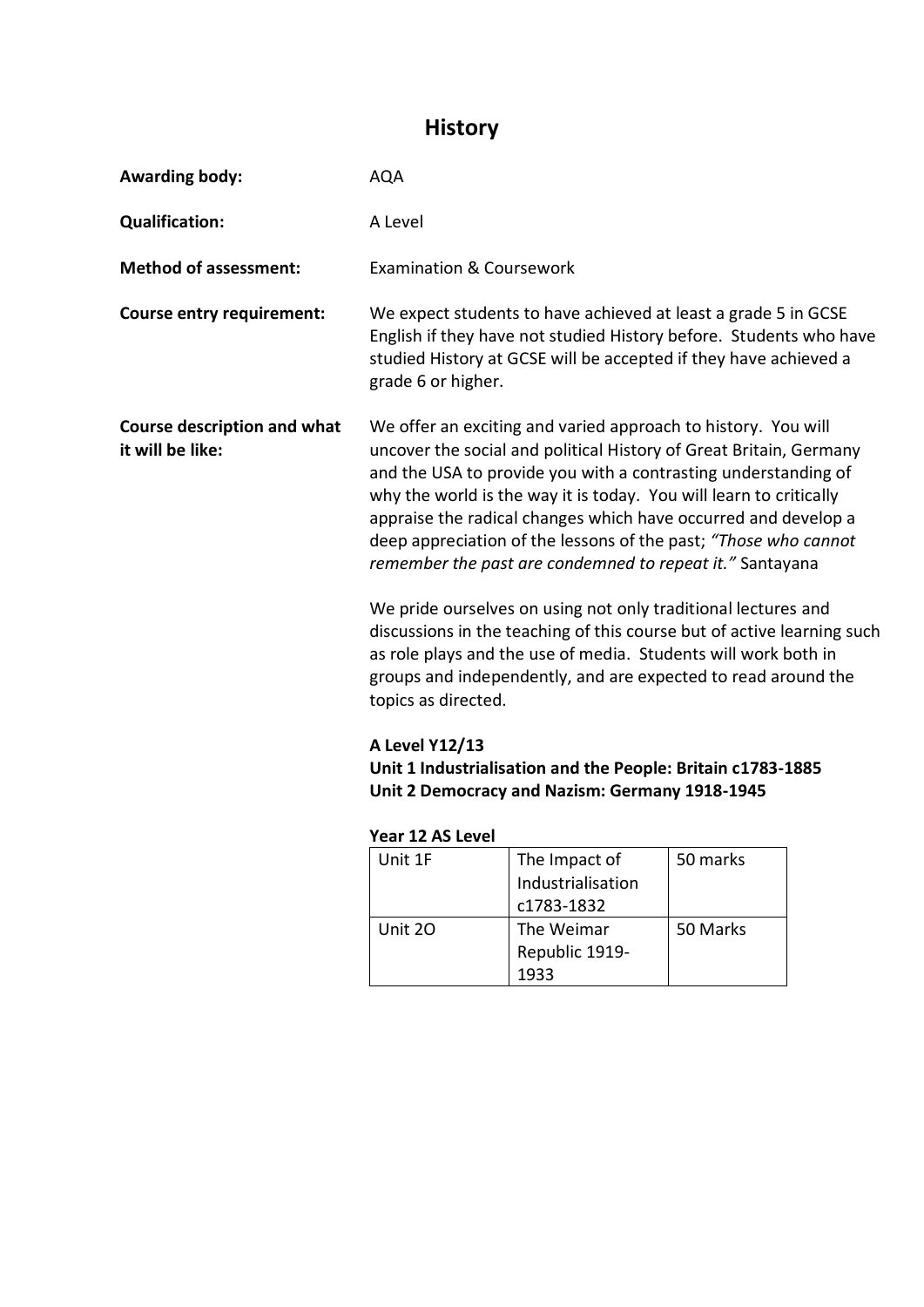# History

**Awarding body:** AQA

**Qualification:** A Level

**Method of assessment:** Examination & Coursework

**Course entry requirement:** We expect students to have achieved at least a grade 5 in GCSE English if they have not studied History before. Students who have studied History at GCSE will be accepted if they have achieved a grade 6 or higher.

**Course description and what it will be like:** We offer an exciting and varied approach to history. You will uncover the social and political History of Great Britain, Germany and the USA to provide you with a contrasting understanding of why the world is the way it is today. You will learn to critically appraise the radical changes which have occurred and develop a deep appreciation of the lessons of the past; *"Those who cannot remember the past are condemned to repeat it."* Santayana

We pride ourselves on using not only traditional lectures and discussions in the teaching of this course but of active learning such as role plays and the use of media. Students will work both in groups and independently, and are expected to read around the topics as directed.

**A Level Y12/13**
**Unit 1 Industrialisation and the People: Britain c1783-1885**
**Unit 2 Democracy and Nazism: Germany 1918-1945**

**Year 12 AS Level**

| Unit 1F | The Impact of Industrialisation c1783-1832 | 50 marks |
|---|---|---|
| Unit 2O | The Weimar Republic 1919-1933 | 50 Marks |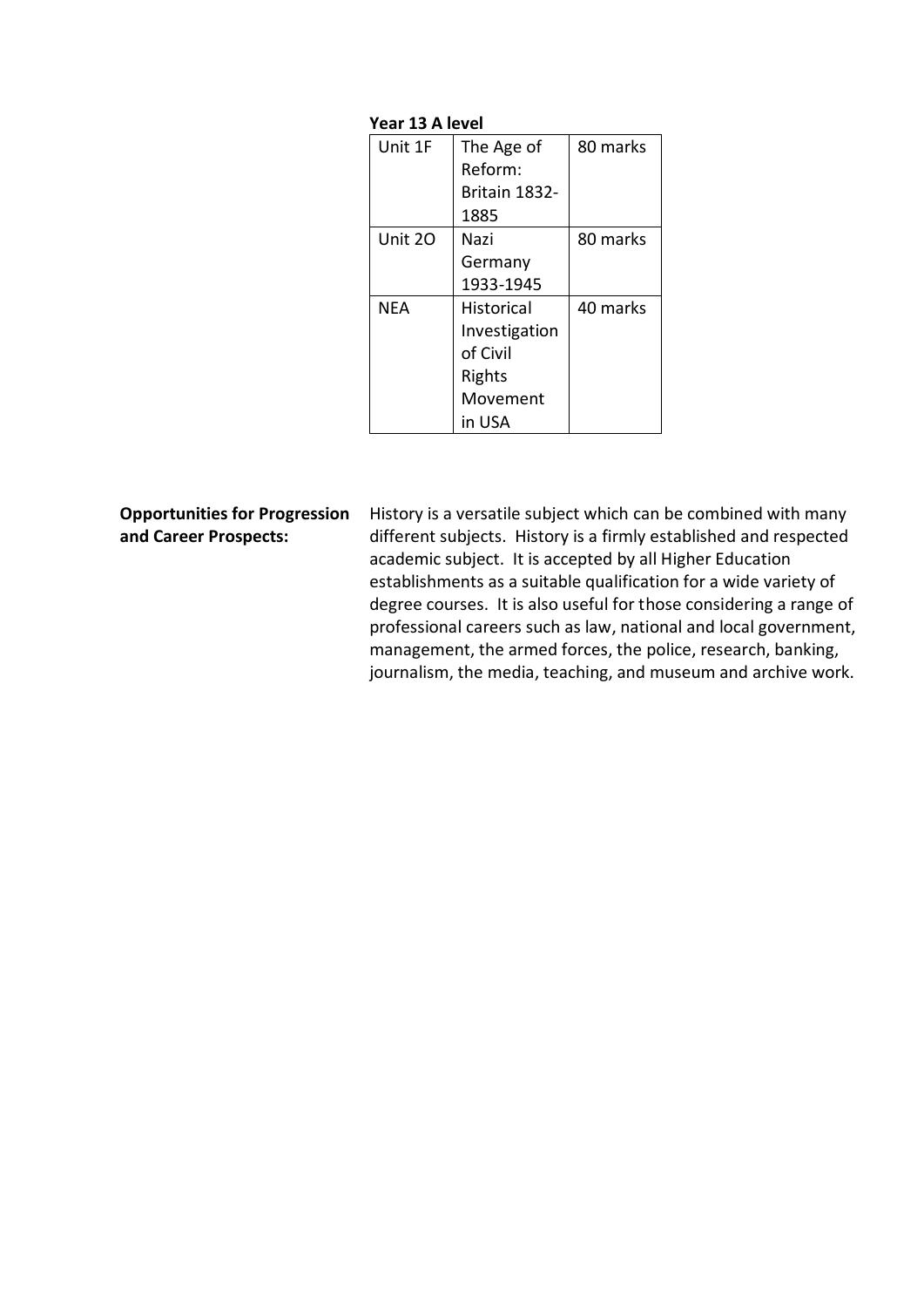**Year 13 A level**

| | | |
|---|---|---|
| Unit 1F | The Age of Reform: Britain 1832-1885 | 80 marks |
| Unit 2O | Nazi Germany 1933-1945 | 80 marks |
| NEA | Historical Investigation of Civil Rights Movement in USA | 40 marks |

**Opportunities for Progression and Career Prospects:**

History is a versatile subject which can be combined with many different subjects. History is a firmly established and respected academic subject. It is accepted by all Higher Education establishments as a suitable qualification for a wide variety of degree courses. It is also useful for those considering a range of professional careers such as law, national and local government, management, the armed forces, the police, research, banking, journalism, the media, teaching, and museum and archive work.